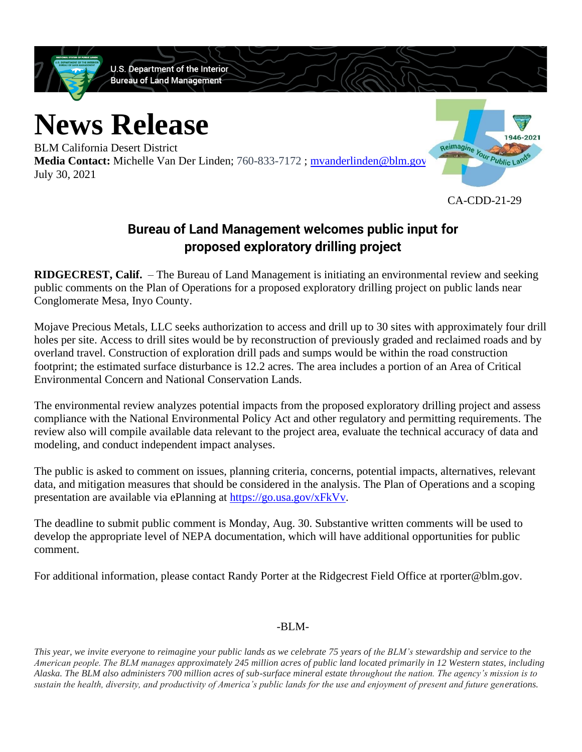U.S. Department of the Interior
Bureau of Land Management

# News Release

BLM California Desert District
**Media Contact:** Michelle Van Der Linden; 760-833-7172 ; mvanderlinden@blm.gov
July 30, 2021

CA-CDD-21-29

## Bureau of Land Management welcomes public input for proposed exploratory drilling project

**RIDGECREST, Calif.** – The Bureau of Land Management is initiating an environmental review and seeking public comments on the Plan of Operations for a proposed exploratory drilling project on public lands near Conglomerate Mesa, Inyo County.

Mojave Precious Metals, LLC seeks authorization to access and drill up to 30 sites with approximately four drill holes per site. Access to drill sites would be by reconstruction of previously graded and reclaimed roads and by overland travel. Construction of exploration drill pads and sumps would be within the road construction footprint; the estimated surface disturbance is 12.2 acres. The area includes a portion of an Area of Critical Environmental Concern and National Conservation Lands.

The environmental review analyzes potential impacts from the proposed exploratory drilling project and assess compliance with the National Environmental Policy Act and other regulatory and permitting requirements. The review also will compile available data relevant to the project area, evaluate the technical accuracy of data and modeling, and conduct independent impact analyses.

The public is asked to comment on issues, planning criteria, concerns, potential impacts, alternatives, relevant data, and mitigation measures that should be considered in the analysis. The Plan of Operations and a scoping presentation are available via ePlanning at https://go.usa.gov/xFkVv.

The deadline to submit public comment is Monday, Aug. 30. Substantive written comments will be used to develop the appropriate level of NEPA documentation, which will have additional opportunities for public comment.

For additional information, please contact Randy Porter at the Ridgecrest Field Office at rporter@blm.gov.

-BLM-

*This year, we invite everyone to reimagine your public lands as we celebrate 75 years of the BLM's stewardship and service to the American people. The BLM manages approximately 245 million acres of public land located primarily in 12 Western states, including Alaska. The BLM also administers 700 million acres of sub-surface mineral estate throughout the nation. The agency's mission is to sustain the health, diversity, and productivity of America's public lands for the use and enjoyment of present and future generations.*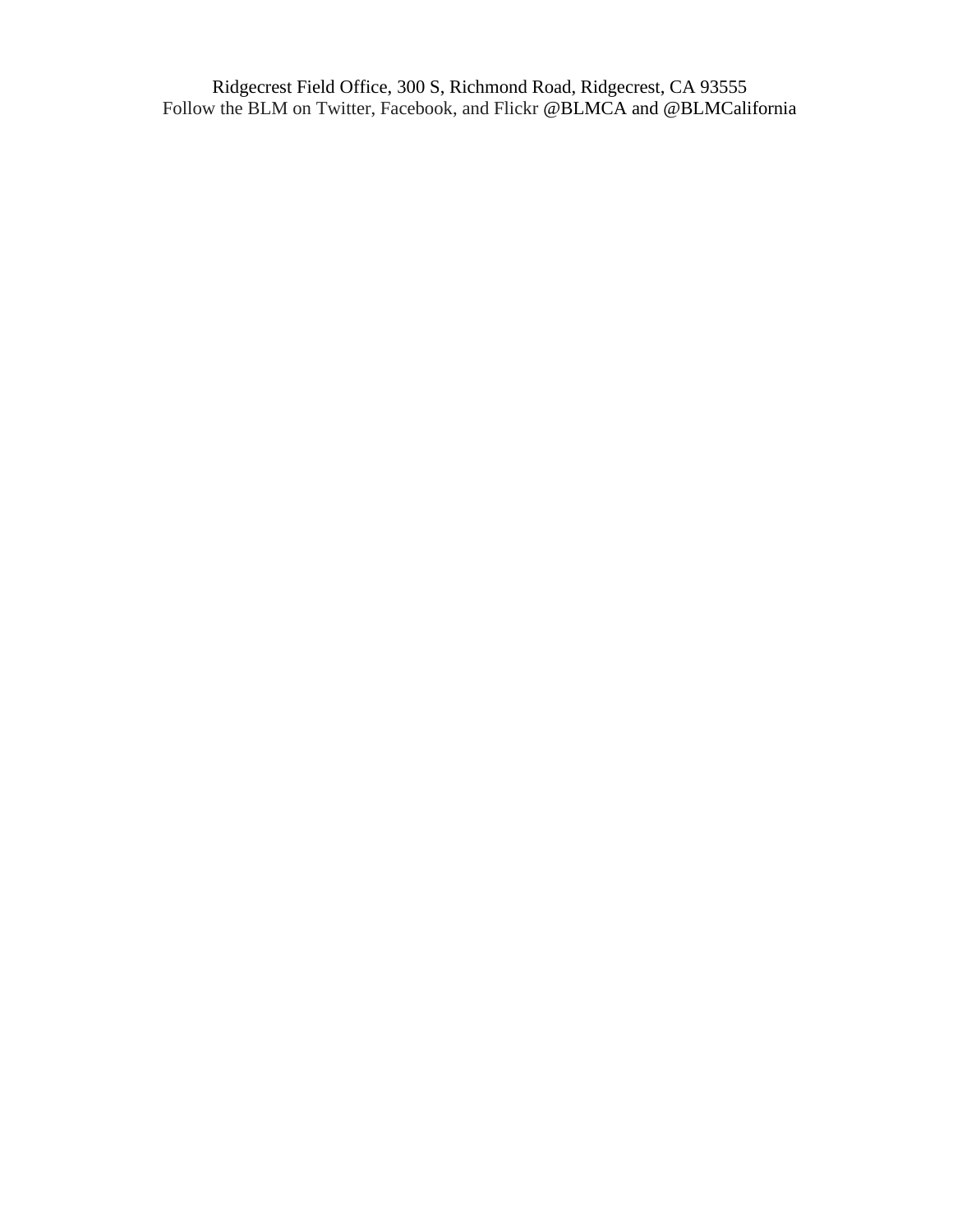Ridgecrest Field Office, 300 S, Richmond Road, Ridgecrest, CA 93555
Follow the BLM on Twitter, Facebook, and Flickr @BLMCA and @BLMCalifornia